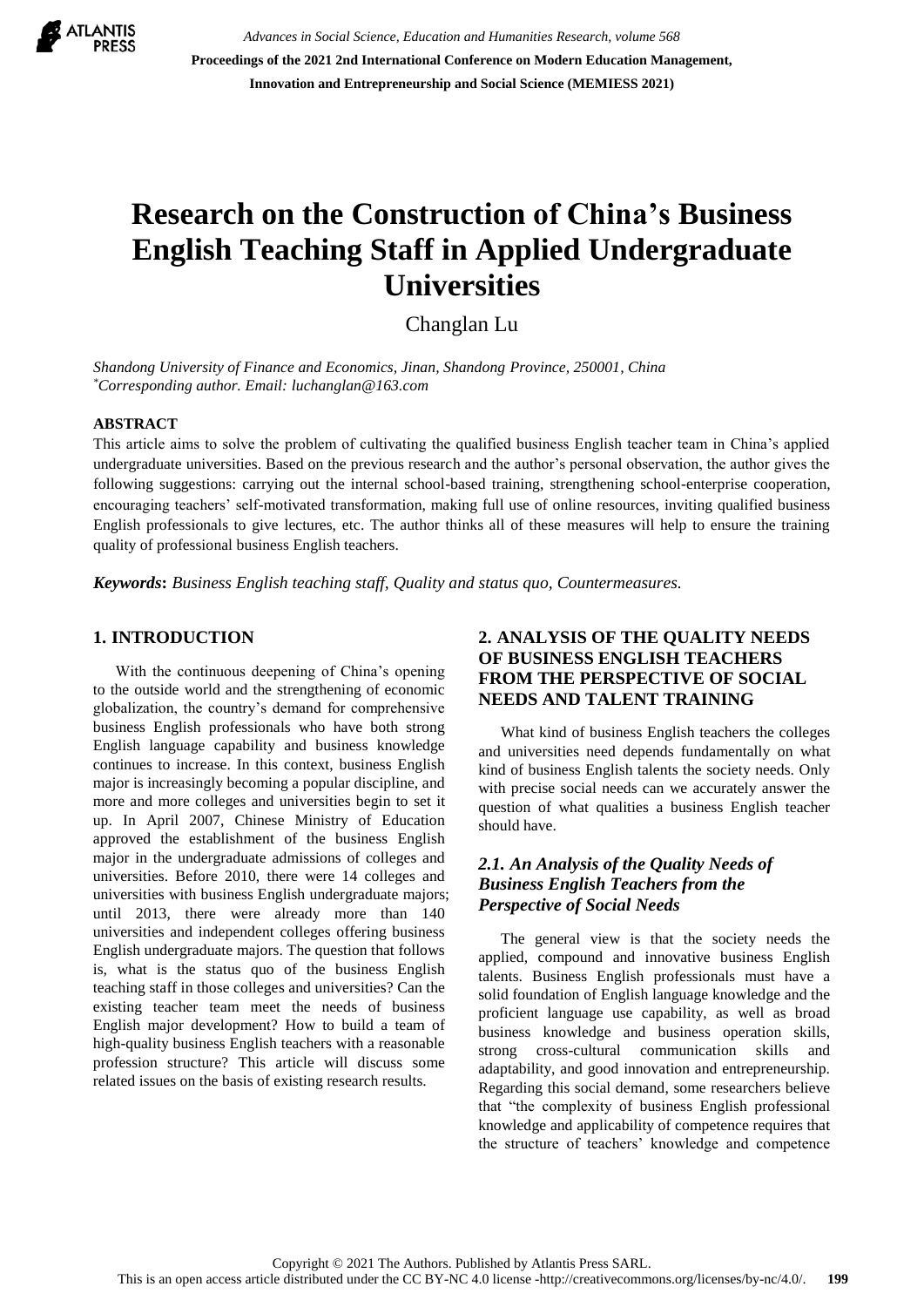# Research on the Construction of China's Business English Teaching Staff in Applied Undergraduate Universities

Changlan Lu

*Shandong University of Finance and Economics, Jinan, Shandong Province, 250001, China*
*[*]Corresponding author. Email: luchanglan@163.com*

## ABSTRACT

This article aims to solve the problem of cultivating the qualified business English teacher team in China's applied undergraduate universities. Based on the previous research and the author's personal observation, the author gives the following suggestions: carrying out the internal school-based training, strengthening school-enterprise cooperation, encouraging teachers' self-motivated transformation, making full use of online resources, inviting qualified business English professionals to give lectures, etc. The author thinks all of these measures will help to ensure the training quality of professional business English teachers.

***Keywords*****:** *Business English teaching staff, Quality and status quo, Countermeasures.*

## 1. INTRODUCTION

With the continuous deepening of China's opening to the outside world and the strengthening of economic globalization, the country's demand for comprehensive business English professionals who have both strong English language capability and business knowledge continues to increase. In this context, business English major is increasingly becoming a popular discipline, and more and more colleges and universities begin to set it up. In April 2007, Chinese Ministry of Education approved the establishment of the business English major in the undergraduate admissions of colleges and universities. Before 2010, there were 14 colleges and universities with business English undergraduate majors; until 2013, there were already more than 140 universities and independent colleges offering business English undergraduate majors. The question that follows is, what is the status quo of the business English teaching staff in those colleges and universities? Can the existing teacher team meet the needs of business English major development? How to build a team of high-quality business English teachers with a reasonable profession structure? This article will discuss some related issues on the basis of existing research results.

## 2. ANALYSIS OF THE QUALITY NEEDS OF BUSINESS ENGLISH TEACHERS FROM THE PERSPECTIVE OF SOCIAL NEEDS AND TALENT TRAINING

What kind of business English teachers the colleges and universities need depends fundamentally on what kind of business English talents the society needs. Only with precise social needs can we accurately answer the question of what qualities a business English teacher should have.

### *2.1. An Analysis of the Quality Needs of Business English Teachers from the Perspective of Social Needs*

The general view is that the society needs the applied, compound and innovative business English talents. Business English professionals must have a solid foundation of English language knowledge and the proficient language use capability, as well as broad business knowledge and business operation skills, strong cross-cultural communication skills and adaptability, and good innovation and entrepreneurship. Regarding this social demand, some researchers believe that "the complexity of business English professional knowledge and applicability of competence requires that the structure of teachers' knowledge and competence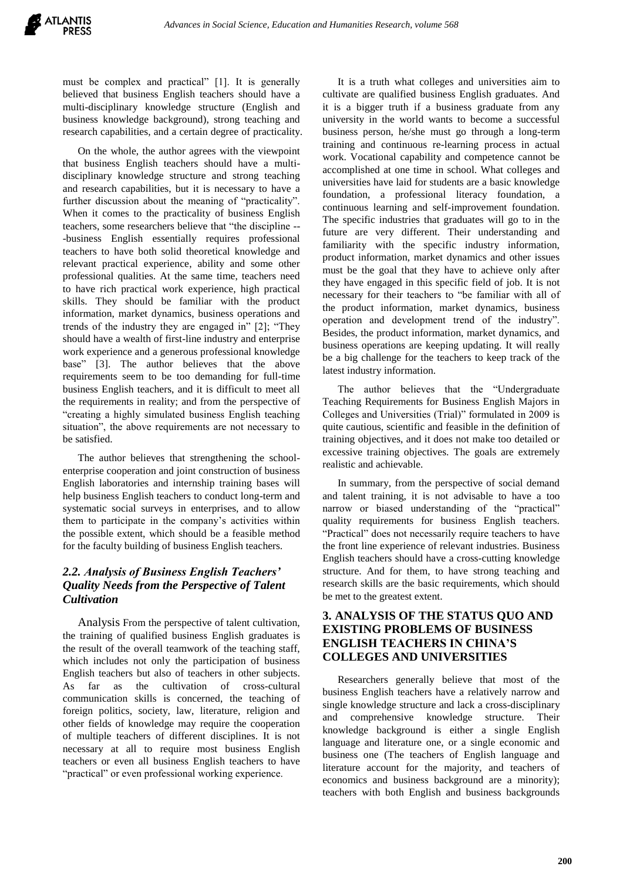must be complex and practical" [1]. It is generally believed that business English teachers should have a multi-disciplinary knowledge structure (English and business knowledge background), strong teaching and research capabilities, and a certain degree of practicality.

On the whole, the author agrees with the viewpoint that business English teachers should have a multi-disciplinary knowledge structure and strong teaching and research capabilities, but it is necessary to have a further discussion about the meaning of "practicality". When it comes to the practicality of business English teachers, some researchers believe that "the discipline ---business English essentially requires professional teachers to have both solid theoretical knowledge and relevant practical experience, ability and some other professional qualities. At the same time, teachers need to have rich practical work experience, high practical skills. They should be familiar with the product information, market dynamics, business operations and trends of the industry they are engaged in" [2]; "They should have a wealth of first-line industry and enterprise work experience and a generous professional knowledge base" [3]. The author believes that the above requirements seem to be too demanding for full-time business English teachers, and it is difficult to meet all the requirements in reality; and from the perspective of "creating a highly simulated business English teaching situation", the above requirements are not necessary to be satisfied.

The author believes that strengthening the school-enterprise cooperation and joint construction of business English laboratories and internship training bases will help business English teachers to conduct long-term and systematic social surveys in enterprises, and to allow them to participate in the company's activities within the possible extent, which should be a feasible method for the faculty building of business English teachers.

### *2.2. Analysis of Business English Teachers' Quality Needs from the Perspective of Talent Cultivation*

Analysis From the perspective of talent cultivation, the training of qualified business English graduates is the result of the overall teamwork of the teaching staff, which includes not only the participation of business English teachers but also of teachers in other subjects. As far as the cultivation of cross-cultural communication skills is concerned, the teaching of foreign politics, society, law, literature, religion and other fields of knowledge may require the cooperation of multiple teachers of different disciplines. It is not necessary at all to require most business English teachers or even all business English teachers to have "practical" or even professional working experience.

It is a truth what colleges and universities aim to cultivate are qualified business English graduates. And it is a bigger truth if a business graduate from any university in the world wants to become a successful business person, he/she must go through a long-term training and continuous re-learning process in actual work. Vocational capability and competence cannot be accomplished at one time in school. What colleges and universities have laid for students are a basic knowledge foundation, a professional literacy foundation, a continuous learning and self-improvement foundation. The specific industries that graduates will go to in the future are very different. Their understanding and familiarity with the specific industry information, product information, market dynamics and other issues must be the goal that they have to achieve only after they have engaged in this specific field of job. It is not necessary for their teachers to "be familiar with all of the product information, market dynamics, business operation and development trend of the industry". Besides, the product information, market dynamics, and business operations are keeping updating. It will really be a big challenge for the teachers to keep track of the latest industry information.

The author believes that the "Undergraduate Teaching Requirements for Business English Majors in Colleges and Universities (Trial)" formulated in 2009 is quite cautious, scientific and feasible in the definition of training objectives, and it does not make too detailed or excessive training objectives. The goals are extremely realistic and achievable.

In summary, from the perspective of social demand and talent training, it is not advisable to have a too narrow or biased understanding of the "practical" quality requirements for business English teachers. "Practical" does not necessarily require teachers to have the front line experience of relevant industries. Business English teachers should have a cross-cutting knowledge structure. And for them, to have strong teaching and research skills are the basic requirements, which should be met to the greatest extent.

## 3. ANALYSIS OF THE STATUS QUO AND EXISTING PROBLEMS OF BUSINESS ENGLISH TEACHERS IN CHINA'S COLLEGES AND UNIVERSITIES

Researchers generally believe that most of the business English teachers have a relatively narrow and single knowledge structure and lack a cross-disciplinary and comprehensive knowledge structure. Their knowledge background is either a single English language and literature one, or a single economic and business one (The teachers of English language and literature account for the majority, and teachers of economics and business background are a minority); teachers with both English and business backgrounds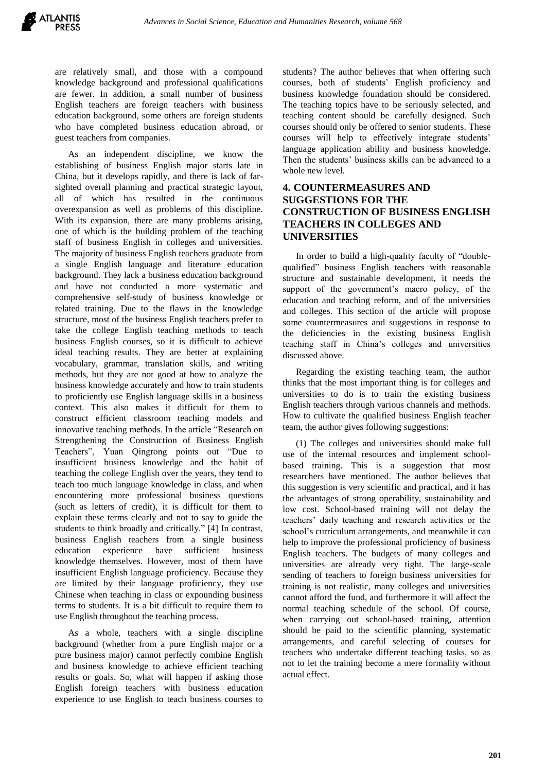are relatively small, and those with a compound knowledge background and professional qualifications are fewer. In addition, a small number of business English teachers are foreign teachers with business education background, some others are foreign students who have completed business education abroad, or guest teachers from companies.

As an independent discipline, we know the establishing of business English major starts late in China, but it develops rapidly, and there is lack of far-sighted overall planning and practical strategic layout, all of which has resulted in the continuous overexpansion as well as problems of this discipline. With its expansion, there are many problems arising, one of which is the building problem of the teaching staff of business English in colleges and universities. The majority of business English teachers graduate from a single English language and literature education background. They lack a business education background and have not conducted a more systematic and comprehensive self-study of business knowledge or related training. Due to the flaws in the knowledge structure, most of the business English teachers prefer to take the college English teaching methods to teach business English courses, so it is difficult to achieve ideal teaching results. They are better at explaining vocabulary, grammar, translation skills, and writing methods, but they are not good at how to analyze the business knowledge accurately and how to train students to proficiently use English language skills in a business context. This also makes it difficult for them to construct efficient classroom teaching models and innovative teaching methods. In the article "Research on Strengthening the Construction of Business English Teachers", Yuan Qingrong points out "Due to insufficient business knowledge and the habit of teaching the college English over the years, they tend to teach too much language knowledge in class, and when encountering more professional business questions (such as letters of credit), it is difficult for them to explain these terms clearly and not to say to guide the students to think broadly and critically." [4] In contrast, business English teachers from a single business education experience have sufficient business knowledge themselves. However, most of them have insufficient English language proficiency. Because they are limited by their language proficiency, they use Chinese when teaching in class or expounding business terms to students. It is a bit difficult to require them to use English throughout the teaching process.

As a whole, teachers with a single discipline background (whether from a pure English major or a pure business major) cannot perfectly combine English and business knowledge to achieve efficient teaching results or goals. So, what will happen if asking those English foreign teachers with business education experience to use English to teach business courses to students? The author believes that when offering such courses, both of students' English proficiency and business knowledge foundation should be considered. The teaching topics have to be seriously selected, and teaching content should be carefully designed. Such courses should only be offered to senior students. These courses will help to effectively integrate students' language application ability and business knowledge. Then the students' business skills can be advanced to a whole new level.

## 4. COUNTERMEASURES AND SUGGESTIONS FOR THE CONSTRUCTION OF BUSINESS ENGLISH TEACHERS IN COLLEGES AND UNIVERSITIES

In order to build a high-quality faculty of "double-qualified" business English teachers with reasonable structure and sustainable development, it needs the support of the government's macro policy, of the education and teaching reform, and of the universities and colleges. This section of the article will propose some countermeasures and suggestions in response to the deficiencies in the existing business English teaching staff in China's colleges and universities discussed above.

Regarding the existing teaching team, the author thinks that the most important thing is for colleges and universities to do is to train the existing business English teachers through various channels and methods. How to cultivate the qualified business English teacher team, the author gives following suggestions:

(1) The colleges and universities should make full use of the internal resources and implement school-based training. This is a suggestion that most researchers have mentioned. The author believes that this suggestion is very scientific and practical, and it has the advantages of strong operability, sustainability and low cost. School-based training will not delay the teachers' daily teaching and research activities or the school's curriculum arrangements, and meanwhile it can help to improve the professional proficiency of business English teachers. The budgets of many colleges and universities are already very tight. The large-scale sending of teachers to foreign business universities for training is not realistic, many colleges and universities cannot afford the fund, and furthermore it will affect the normal teaching schedule of the school. Of course, when carrying out school-based training, attention should be paid to the scientific planning, systematic arrangements, and careful selecting of courses for teachers who undertake different teaching tasks, so as not to let the training become a mere formality without actual effect.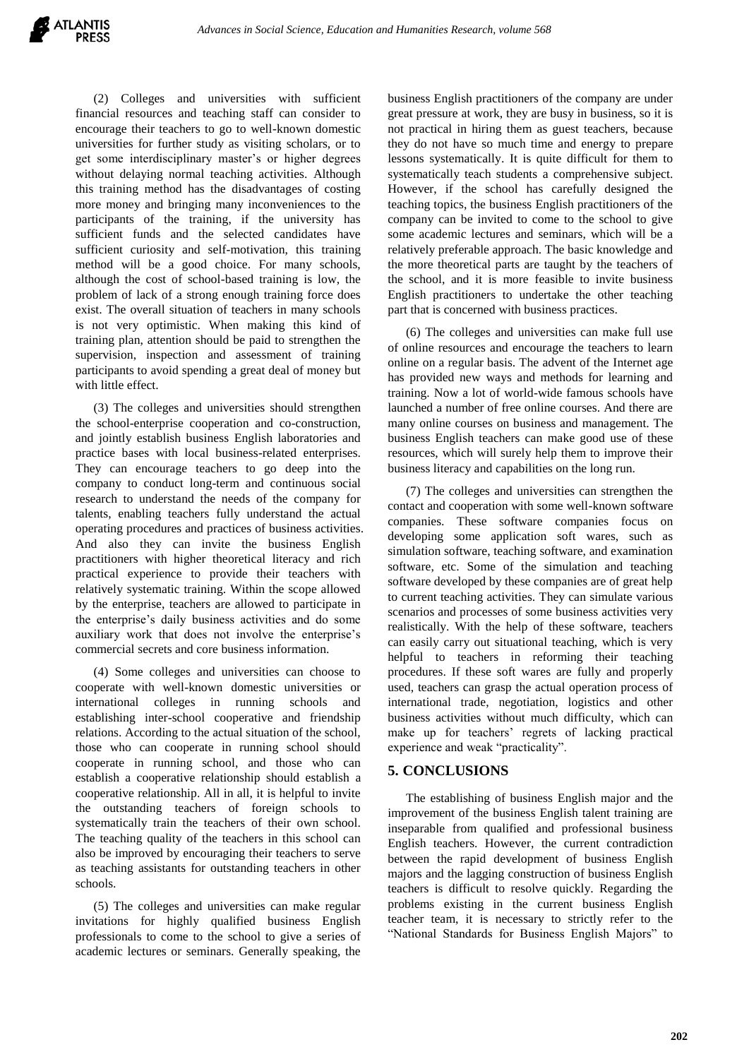(2) Colleges and universities with sufficient financial resources and teaching staff can consider to encourage their teachers to go to well-known domestic universities for further study as visiting scholars, or to get some interdisciplinary master's or higher degrees without delaying normal teaching activities. Although this training method has the disadvantages of costing more money and bringing many inconveniences to the participants of the training, if the university has sufficient funds and the selected candidates have sufficient curiosity and self-motivation, this training method will be a good choice. For many schools, although the cost of school-based training is low, the problem of lack of a strong enough training force does exist. The overall situation of teachers in many schools is not very optimistic. When making this kind of training plan, attention should be paid to strengthen the supervision, inspection and assessment of training participants to avoid spending a great deal of money but with little effect.

(3) The colleges and universities should strengthen the school-enterprise cooperation and co-construction, and jointly establish business English laboratories and practice bases with local business-related enterprises. They can encourage teachers to go deep into the company to conduct long-term and continuous social research to understand the needs of the company for talents, enabling teachers fully understand the actual operating procedures and practices of business activities. And also they can invite the business English practitioners with higher theoretical literacy and rich practical experience to provide their teachers with relatively systematic training. Within the scope allowed by the enterprise, teachers are allowed to participate in the enterprise's daily business activities and do some auxiliary work that does not involve the enterprise's commercial secrets and core business information.

(4) Some colleges and universities can choose to cooperate with well-known domestic universities or international colleges in running schools and establishing inter-school cooperative and friendship relations. According to the actual situation of the school, those who can cooperate in running school should cooperate in running school, and those who can establish a cooperative relationship should establish a cooperative relationship. All in all, it is helpful to invite the outstanding teachers of foreign schools to systematically train the teachers of their own school. The teaching quality of the teachers in this school can also be improved by encouraging their teachers to serve as teaching assistants for outstanding teachers in other schools.

(5) The colleges and universities can make regular invitations for highly qualified business English professionals to come to the school to give a series of academic lectures or seminars. Generally speaking, the business English practitioners of the company are under great pressure at work, they are busy in business, so it is not practical in hiring them as guest teachers, because they do not have so much time and energy to prepare lessons systematically. It is quite difficult for them to systematically teach students a comprehensive subject. However, if the school has carefully designed the teaching topics, the business English practitioners of the company can be invited to come to the school to give some academic lectures and seminars, which will be a relatively preferable approach. The basic knowledge and the more theoretical parts are taught by the teachers of the school, and it is more feasible to invite business English practitioners to undertake the other teaching part that is concerned with business practices.

(6) The colleges and universities can make full use of online resources and encourage the teachers to learn online on a regular basis. The advent of the Internet age has provided new ways and methods for learning and training. Now a lot of world-wide famous schools have launched a number of free online courses. And there are many online courses on business and management. The business English teachers can make good use of these resources, which will surely help them to improve their business literacy and capabilities on the long run.

(7) The colleges and universities can strengthen the contact and cooperation with some well-known software companies. These software companies focus on developing some application soft wares, such as simulation software, teaching software, and examination software, etc. Some of the simulation and teaching software developed by these companies are of great help to current teaching activities. They can simulate various scenarios and processes of some business activities very realistically. With the help of these software, teachers can easily carry out situational teaching, which is very helpful to teachers in reforming their teaching procedures. If these soft wares are fully and properly used, teachers can grasp the actual operation process of international trade, negotiation, logistics and other business activities without much difficulty, which can make up for teachers' regrets of lacking practical experience and weak "practicality".

## 5. CONCLUSIONS

The establishing of business English major and the improvement of the business English talent training are inseparable from qualified and professional business English teachers. However, the current contradiction between the rapid development of business English majors and the lagging construction of business English teachers is difficult to resolve quickly. Regarding the problems existing in the current business English teacher team, it is necessary to strictly refer to the "National Standards for Business English Majors" to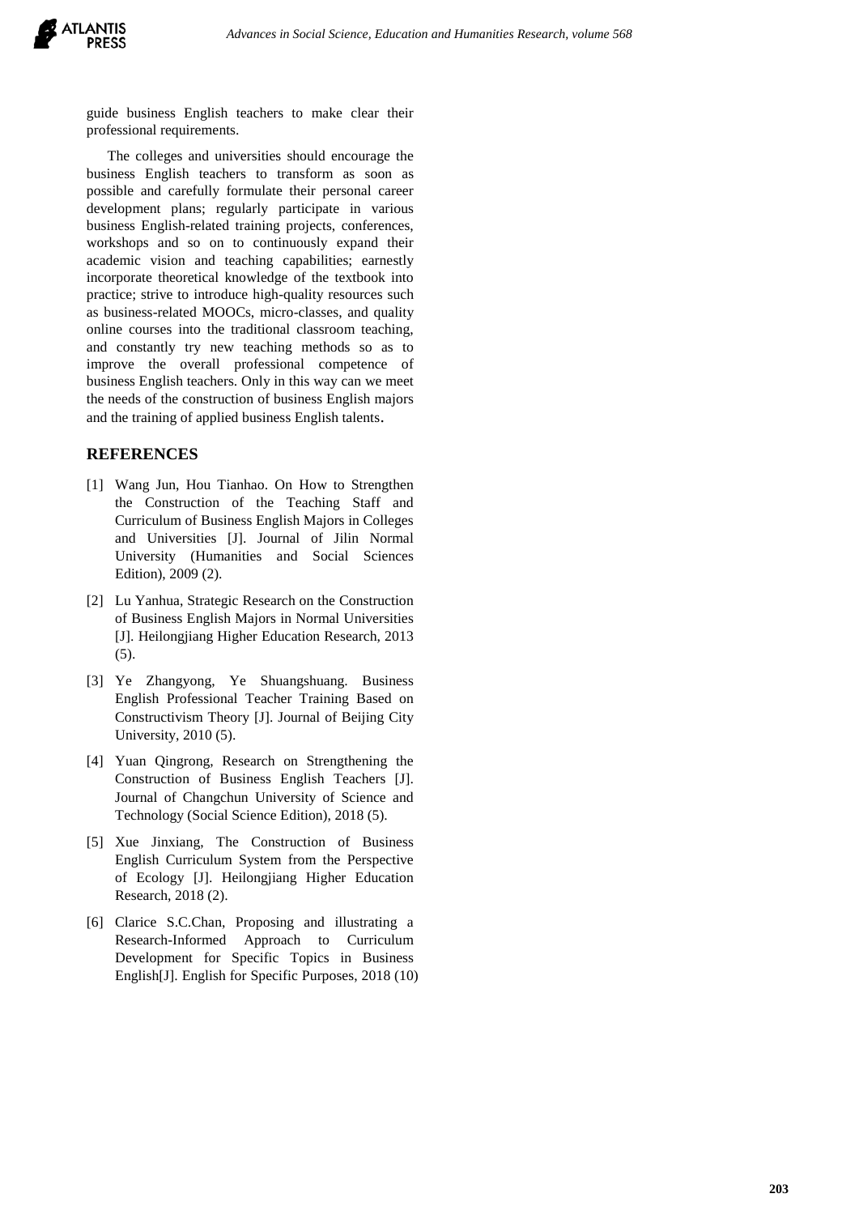guide business English teachers to make clear their professional requirements.

The colleges and universities should encourage the business English teachers to transform as soon as possible and carefully formulate their personal career development plans; regularly participate in various business English-related training projects, conferences, workshops and so on to continuously expand their academic vision and teaching capabilities; earnestly incorporate theoretical knowledge of the textbook into practice; strive to introduce high-quality resources such as business-related MOOCs, micro-classes, and quality online courses into the traditional classroom teaching, and constantly try new teaching methods so as to improve the overall professional competence of business English teachers. Only in this way can we meet the needs of the construction of business English majors and the training of applied business English talents.

## REFERENCES

[1] Wang Jun, Hou Tianhao. On How to Strengthen the Construction of the Teaching Staff and Curriculum of Business English Majors in Colleges and Universities [J]. Journal of Jilin Normal University (Humanities and Social Sciences Edition), 2009 (2).

[2] Lu Yanhua, Strategic Research on the Construction of Business English Majors in Normal Universities [J]. Heilongjiang Higher Education Research, 2013 (5).

[3] Ye Zhangyong, Ye Shuangshuang. Business English Professional Teacher Training Based on Constructivism Theory [J]. Journal of Beijing City University, 2010 (5).

[4] Yuan Qingrong, Research on Strengthening the Construction of Business English Teachers [J]. Journal of Changchun University of Science and Technology (Social Science Edition), 2018 (5).

[5] Xue Jinxiang, The Construction of Business English Curriculum System from the Perspective of Ecology [J]. Heilongjiang Higher Education Research, 2018 (2).

[6] Clarice S.C.Chan, Proposing and illustrating a Research-Informed Approach to Curriculum Development for Specific Topics in Business English[J]. English for Specific Purposes, 2018 (10)